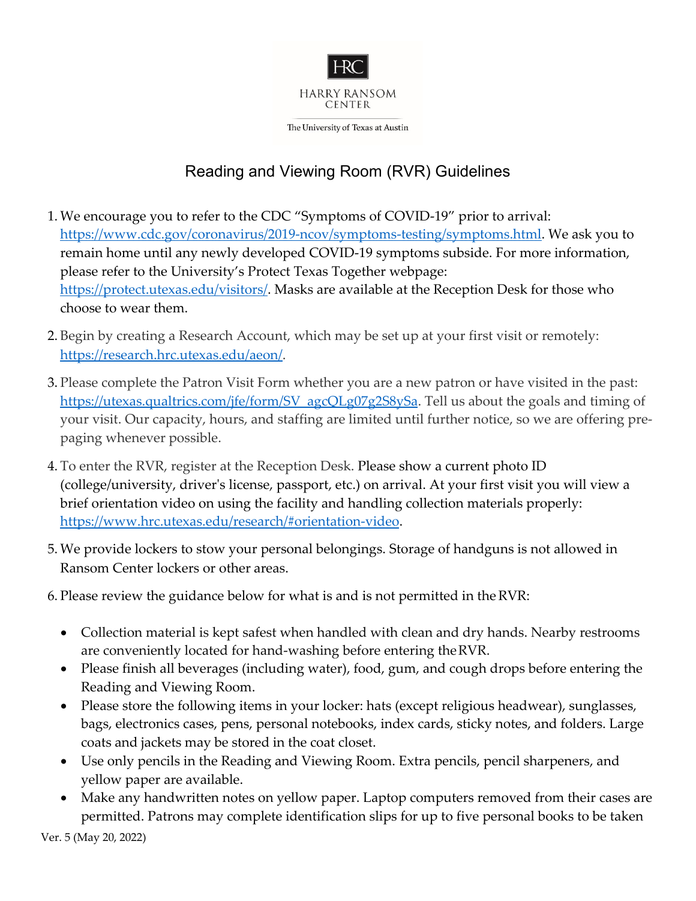HARRY RANSOM CENTER

The University of Texas at Austin

# Reading and Viewing Room (RVR) Guidelines

1. We encourage you to refer to the CDC "Symptoms of COVID-19" prior to arrival: https://www.cdc.gov/coronavirus/2019-ncov/symptoms-testing/symptoms.html. We ask you to remain home until any newly developed COVID-19 symptoms subside. For more information, please refer to the University's Protect Texas Together webpage: https://protect.utexas.edu/visitors/. Masks are available at the Reception Desk for those who choose to wear them.

2. Begin by creating a Research Account, which may be set up at your first visit or remotely: https://research.hrc.utexas.edu/aeon/.

3. Please complete the Patron Visit Form whether you are a new patron or have visited in the past: https://utexas.qualtrics.com/jfe/form/SV_agcQLg07g2S8ySa. Tell us about the goals and timing of your visit. Our capacity, hours, and staffing are limited until further notice, so we are offering pre-paging whenever possible.

4. To enter the RVR, register at the Reception Desk. Please show a current photo ID (college/university, driver's license, passport, etc.) on arrival. At your first visit you will view a brief orientation video on using the facility and handling collection materials properly: https://www.hrc.utexas.edu/research/#orientation-video.

5. We provide lockers to stow your personal belongings. Storage of handguns is not allowed in Ransom Center lockers or other areas.

6. Please review the guidance below for what is and is not permitted in the RVR:

   - Collection material is kept safest when handled with clean and dry hands. Nearby restrooms are conveniently located for hand-washing before entering the RVR.
   - Please finish all beverages (including water), food, gum, and cough drops before entering the Reading and Viewing Room.
   - Please store the following items in your locker: hats (except religious headwear), sunglasses, bags, electronics cases, pens, personal notebooks, index cards, sticky notes, and folders. Large coats and jackets may be stored in the coat closet.
   - Use only pencils in the Reading and Viewing Room. Extra pencils, pencil sharpeners, and yellow paper are available.
   - Make any handwritten notes on yellow paper. Laptop computers removed from their cases are permitted. Patrons may complete identification slips for up to five personal books to be taken

Ver. 5 (May 20, 2022)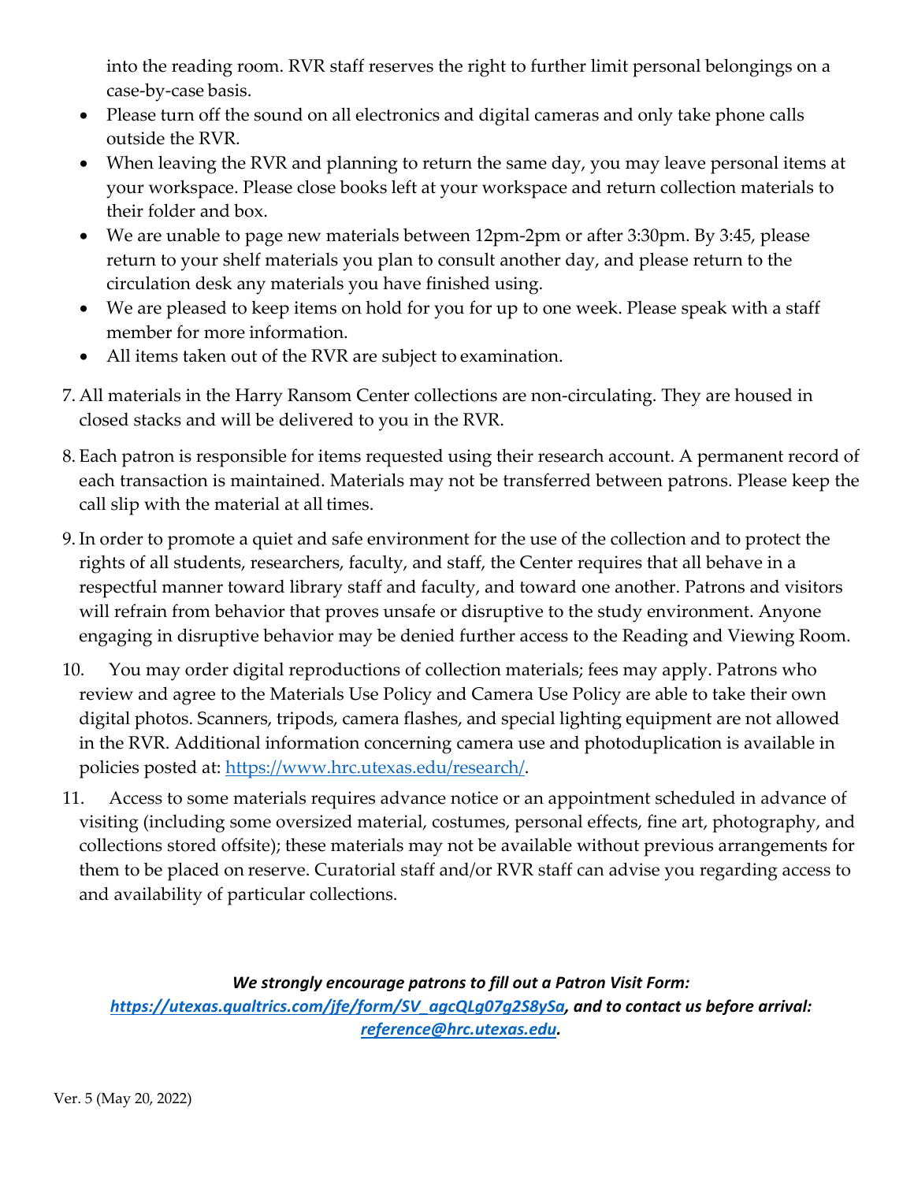into the reading room. RVR staff reserves the right to further limit personal belongings on a case-by-case basis.

- Please turn off the sound on all electronics and digital cameras and only take phone calls outside the RVR.
- When leaving the RVR and planning to return the same day, you may leave personal items at your workspace. Please close books left at your workspace and return collection materials to their folder and box.
- We are unable to page new materials between 12pm-2pm or after 3:30pm. By 3:45, please return to your shelf materials you plan to consult another day, and please return to the circulation desk any materials you have finished using.
- We are pleased to keep items on hold for you for up to one week. Please speak with a staff member for more information.
- All items taken out of the RVR are subject to examination.

7. All materials in the Harry Ransom Center collections are non-circulating. They are housed in closed stacks and will be delivered to you in the RVR.

8. Each patron is responsible for items requested using their research account. A permanent record of each transaction is maintained. Materials may not be transferred between patrons. Please keep the call slip with the material at all times.

9. In order to promote a quiet and safe environment for the use of the collection and to protect the rights of all students, researchers, faculty, and staff, the Center requires that all behave in a respectful manner toward library staff and faculty, and toward one another. Patrons and visitors will refrain from behavior that proves unsafe or disruptive to the study environment. Anyone engaging in disruptive behavior may be denied further access to the Reading and Viewing Room.

10. You may order digital reproductions of collection materials; fees may apply. Patrons who review and agree to the Materials Use Policy and Camera Use Policy are able to take their own digital photos. Scanners, tripods, camera flashes, and special lighting equipment are not allowed in the RVR. Additional information concerning camera use and photoduplication is available in policies posted at: https://www.hrc.utexas.edu/research/.

11. Access to some materials requires advance notice or an appointment scheduled in advance of visiting (including some oversized material, costumes, personal effects, fine art, photography, and collections stored offsite); these materials may not be available without previous arrangements for them to be placed on reserve. Curatorial staff and/or RVR staff can advise you regarding access to and availability of particular collections.

***We strongly encourage patrons to fill out a Patron Visit Form: https://utexas.qualtrics.com/jfe/form/SV_agcQLg07g2S8ySa, and to contact us before arrival: reference@hrc.utexas.edu.***

Ver. 5 (May 20, 2022)